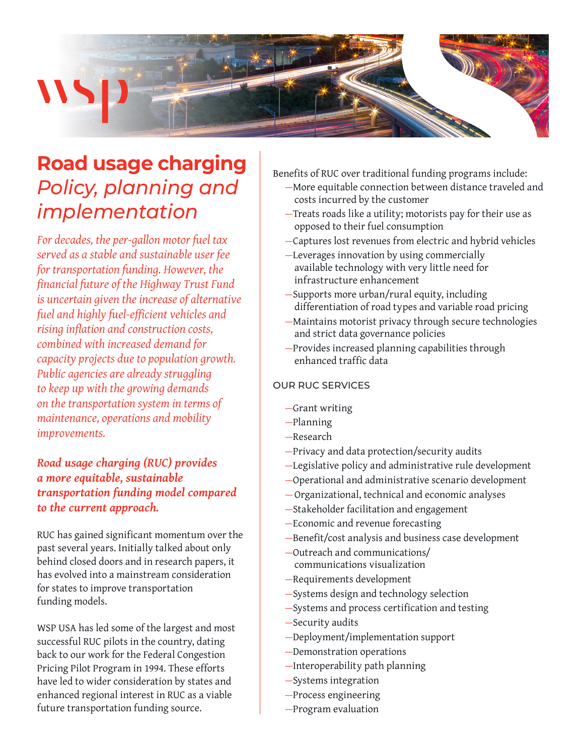# Road usage charging

## *Policy, planning and implementation*

*For decades, the per-gallon motor fuel tax served as a stable and sustainable user fee for transportation funding. However, the financial future of the Highway Trust Fund is uncertain given the increase of alternative fuel and highly fuel-efficient vehicles and rising inflation and construction costs, combined with increased demand for capacity projects due to population growth. Public agencies are already struggling to keep up with the growing demands on the transportation system in terms of maintenance, operations and mobility improvements.*

***Road usage charging (RUC) provides a more equitable, sustainable transportation funding model compared to the current approach.***

RUC has gained significant momentum over the past several years. Initially talked about only behind closed doors and in research papers, it has evolved into a mainstream consideration for states to improve transportation funding models.

WSP USA has led some of the largest and most successful RUC pilots in the country, dating back to our work for the Federal Congestion Pricing Pilot Program in 1994. These efforts have led to wider consideration by states and enhanced regional interest in RUC as a viable future transportation funding source.

Benefits of RUC over traditional funding programs include:

- More equitable connection between distance traveled and costs incurred by the customer
- Treats roads like a utility; motorists pay for their use as opposed to their fuel consumption
- Captures lost revenues from electric and hybrid vehicles
- Leverages innovation by using commercially available technology with very little need for infrastructure enhancement
- Supports more urban/rural equity, including differentiation of road types and variable road pricing
- Maintains motorist privacy through secure technologies and strict data governance policies
- Provides increased planning capabilities through enhanced traffic data

### OUR RUC SERVICES

- Grant writing
- Planning
- Research
- Privacy and data protection/security audits
- Legislative policy and administrative rule development
- Operational and administrative scenario development
- Organizational, technical and economic analyses
- Stakeholder facilitation and engagement
- Economic and revenue forecasting
- Benefit/cost analysis and business case development
- Outreach and communications/ communications visualization
- Requirements development
- Systems design and technology selection
- Systems and process certification and testing
- Security audits
- Deployment/implementation support
- Demonstration operations
- Interoperability path planning
- Systems integration
- Process engineering
- Program evaluation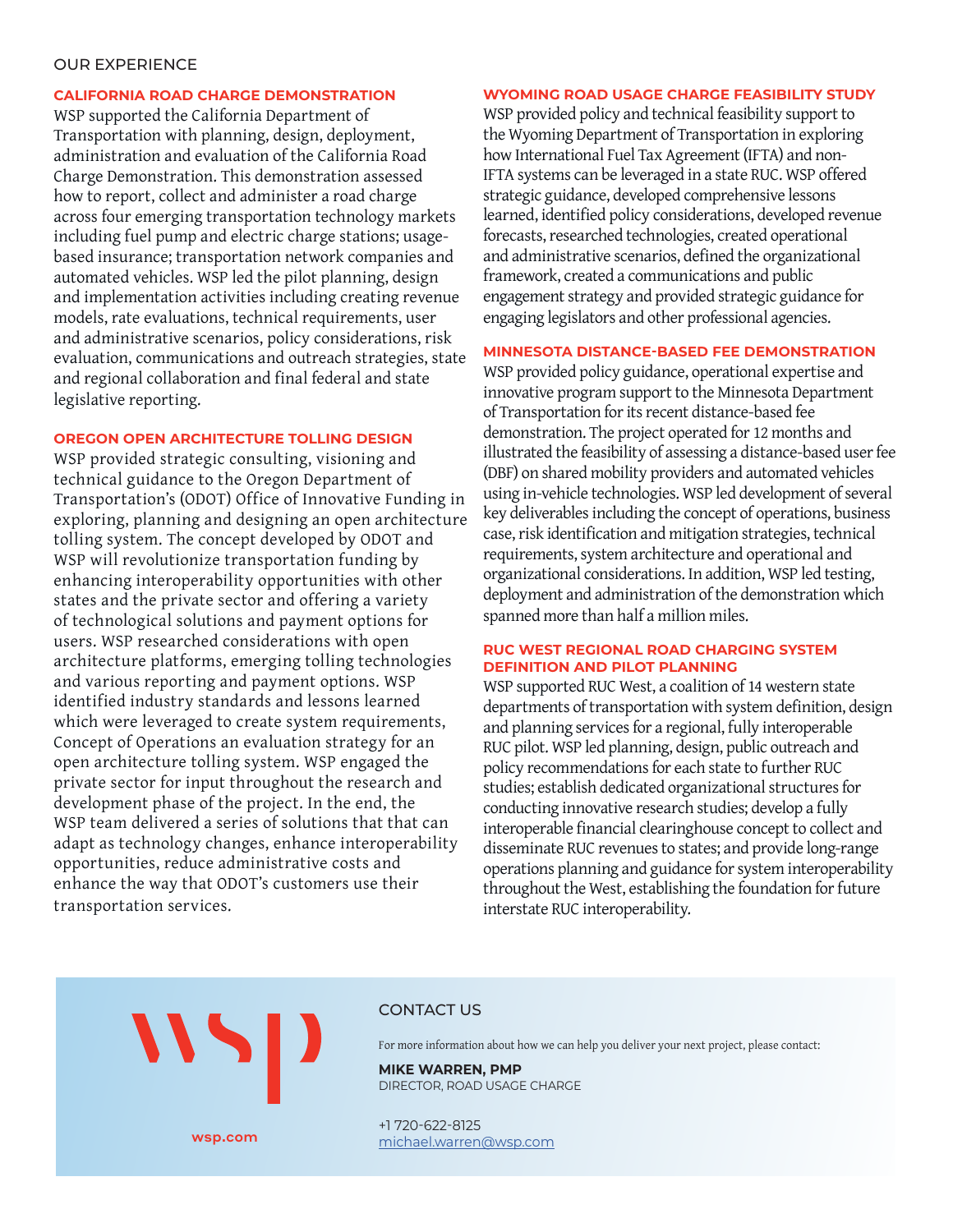## OUR EXPERIENCE

### CALIFORNIA ROAD CHARGE DEMONSTRATION

WSP supported the California Department of Transportation with planning, design, deployment, administration and evaluation of the California Road Charge Demonstration. This demonstration assessed how to report, collect and administer a road charge across four emerging transportation technology markets including fuel pump and electric charge stations; usage-based insurance; transportation network companies and automated vehicles. WSP led the pilot planning, design and implementation activities including creating revenue models, rate evaluations, technical requirements, user and administrative scenarios, policy considerations, risk evaluation, communications and outreach strategies, state and regional collaboration and final federal and state legislative reporting.

### OREGON OPEN ARCHITECTURE TOLLING DESIGN

WSP provided strategic consulting, visioning and technical guidance to the Oregon Department of Transportation's (ODOT) Office of Innovative Funding in exploring, planning and designing an open architecture tolling system. The concept developed by ODOT and WSP will revolutionize transportation funding by enhancing interoperability opportunities with other states and the private sector and offering a variety of technological solutions and payment options for users. WSP researched considerations with open architecture platforms, emerging tolling technologies and various reporting and payment options. WSP identified industry standards and lessons learned which were leveraged to create system requirements, Concept of Operations an evaluation strategy for an open architecture tolling system. WSP engaged the private sector for input throughout the research and development phase of the project. In the end, the WSP team delivered a series of solutions that that can adapt as technology changes, enhance interoperability opportunities, reduce administrative costs and enhance the way that ODOT's customers use their transportation services.

### WYOMING ROAD USAGE CHARGE FEASIBILITY STUDY

WSP provided policy and technical feasibility support to the Wyoming Department of Transportation in exploring how International Fuel Tax Agreement (IFTA) and non-IFTA systems can be leveraged in a state RUC. WSP offered strategic guidance, developed comprehensive lessons learned, identified policy considerations, developed revenue forecasts, researched technologies, created operational and administrative scenarios, defined the organizational framework, created a communications and public engagement strategy and provided strategic guidance for engaging legislators and other professional agencies.

### MINNESOTA DISTANCE-BASED FEE DEMONSTRATION

WSP provided policy guidance, operational expertise and innovative program support to the Minnesota Department of Transportation for its recent distance-based fee demonstration. The project operated for 12 months and illustrated the feasibility of assessing a distance-based user fee (DBF) on shared mobility providers and automated vehicles using in-vehicle technologies. WSP led development of several key deliverables including the concept of operations, business case, risk identification and mitigation strategies, technical requirements, system architecture and operational and organizational considerations. In addition, WSP led testing, deployment and administration of the demonstration which spanned more than half a million miles.

### RUC WEST REGIONAL ROAD CHARGING SYSTEM DEFINITION AND PILOT PLANNING

WSP supported RUC West, a coalition of 14 western state departments of transportation with system definition, design and planning services for a regional, fully interoperable RUC pilot. WSP led planning, design, public outreach and policy recommendations for each state to further RUC studies; establish dedicated organizational structures for conducting innovative research studies; develop a fully interoperable financial clearinghouse concept to collect and disseminate RUC revenues to states; and provide long-range operations planning and guidance for system interoperability throughout the West, establishing the foundation for future interstate RUC interoperability.

wsp

wsp.com

## CONTACT US

For more information about how we can help you deliver your next project, please contact:

**MIKE WARREN, PMP**
DIRECTOR, ROAD USAGE CHARGE

+1 720-622-8125
michael.warren@wsp.com